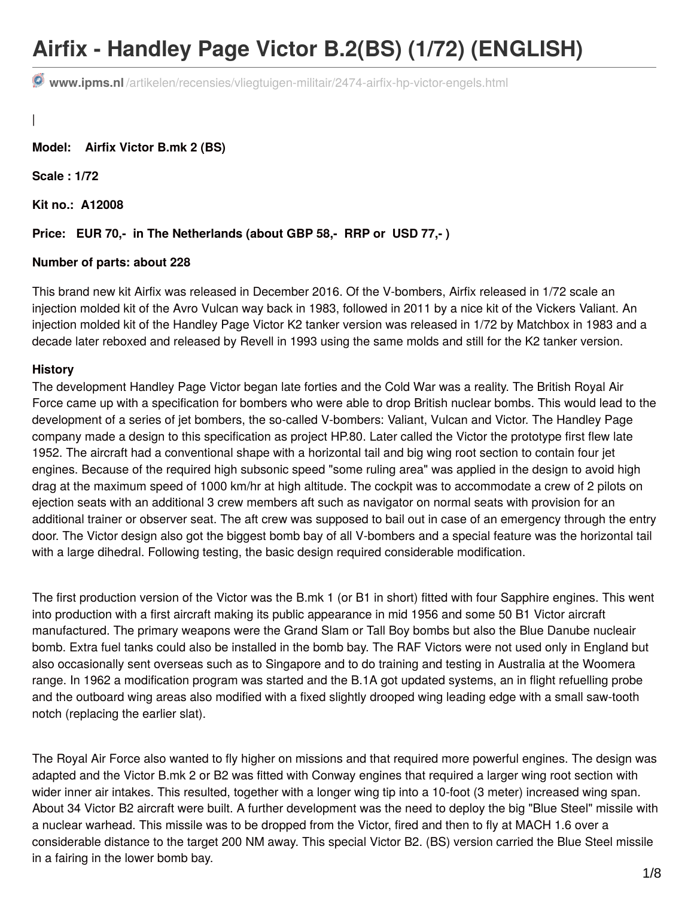# Airfix - Handley Page Victor B.2(BS) (1/72) (ENGLISH)

**www.ipms.nl**/artikelen/recensies/vliegtuigen-militair/2474-airfix-hp-victor-engels.html

|

**Model: Airfix Victor B.mk 2 (BS)**

**Scale : 1/72**

**Kit no.: A12008**

**Price: EUR 70,- in The Netherlands (about GBP 58,- RRP or USD 77,- )**

**Number of parts: about 228**

This brand new kit Airfix was released in December 2016. Of the V-bombers, Airfix released in 1/72 scale an injection molded kit of the Avro Vulcan way back in 1983, followed in 2011 by a nice kit of the Vickers Valiant. An injection molded kit of the Handley Page Victor K2 tanker version was released in 1/72 by Matchbox in 1983 and a decade later reboxed and released by Revell in 1993 using the same molds and still for the K2 tanker version.

**History**

The development Handley Page Victor began late forties and the Cold War was a reality. The British Royal Air Force came up with a specification for bombers who were able to drop British nuclear bombs. This would lead to the development of a series of jet bombers, the so-called V-bombers: Valiant, Vulcan and Victor. The Handley Page company made a design to this specification as project HP.80. Later called the Victor the prototype first flew late 1952. The aircraft had a conventional shape with a horizontal tail and big wing root section to contain four jet engines. Because of the required high subsonic speed "some ruling area" was applied in the design to avoid high drag at the maximum speed of 1000 km/hr at high altitude. The cockpit was to accommodate a crew of 2 pilots on ejection seats with an additional 3 crew members aft such as navigator on normal seats with provision for an additional trainer or observer seat. The aft crew was supposed to bail out in case of an emergency through the entry door. The Victor design also got the biggest bomb bay of all V-bombers and a special feature was the horizontal tail with a large dihedral. Following testing, the basic design required considerable modification.

The first production version of the Victor was the B.mk 1 (or B1 in short) fitted with four Sapphire engines. This went into production with a first aircraft making its public appearance in mid 1956 and some 50 B1 Victor aircraft manufactured. The primary weapons were the Grand Slam or Tall Boy bombs but also the Blue Danube nucleair bomb. Extra fuel tanks could also be installed in the bomb bay. The RAF Victors were not used only in England but also occasionally sent overseas such as to Singapore and to do training and testing in Australia at the Woomera range. In 1962 a modification program was started and the B.1A got updated systems, an in flight refuelling probe and the outboard wing areas also modified with a fixed slightly drooped wing leading edge with a small saw-tooth notch (replacing the earlier slat).

The Royal Air Force also wanted to fly higher on missions and that required more powerful engines. The design was adapted and the Victor B.mk 2 or B2 was fitted with Conway engines that required a larger wing root section with wider inner air intakes. This resulted, together with a longer wing tip into a 10-foot (3 meter) increased wing span. About 34 Victor B2 aircraft were built. A further development was the need to deploy the big "Blue Steel" missile with a nuclear warhead. This missile was to be dropped from the Victor, fired and then to fly at MACH 1.6 over a considerable distance to the target 200 NM away. This special Victor B2. (BS) version carried the Blue Steel missile in a fairing in the lower bomb bay.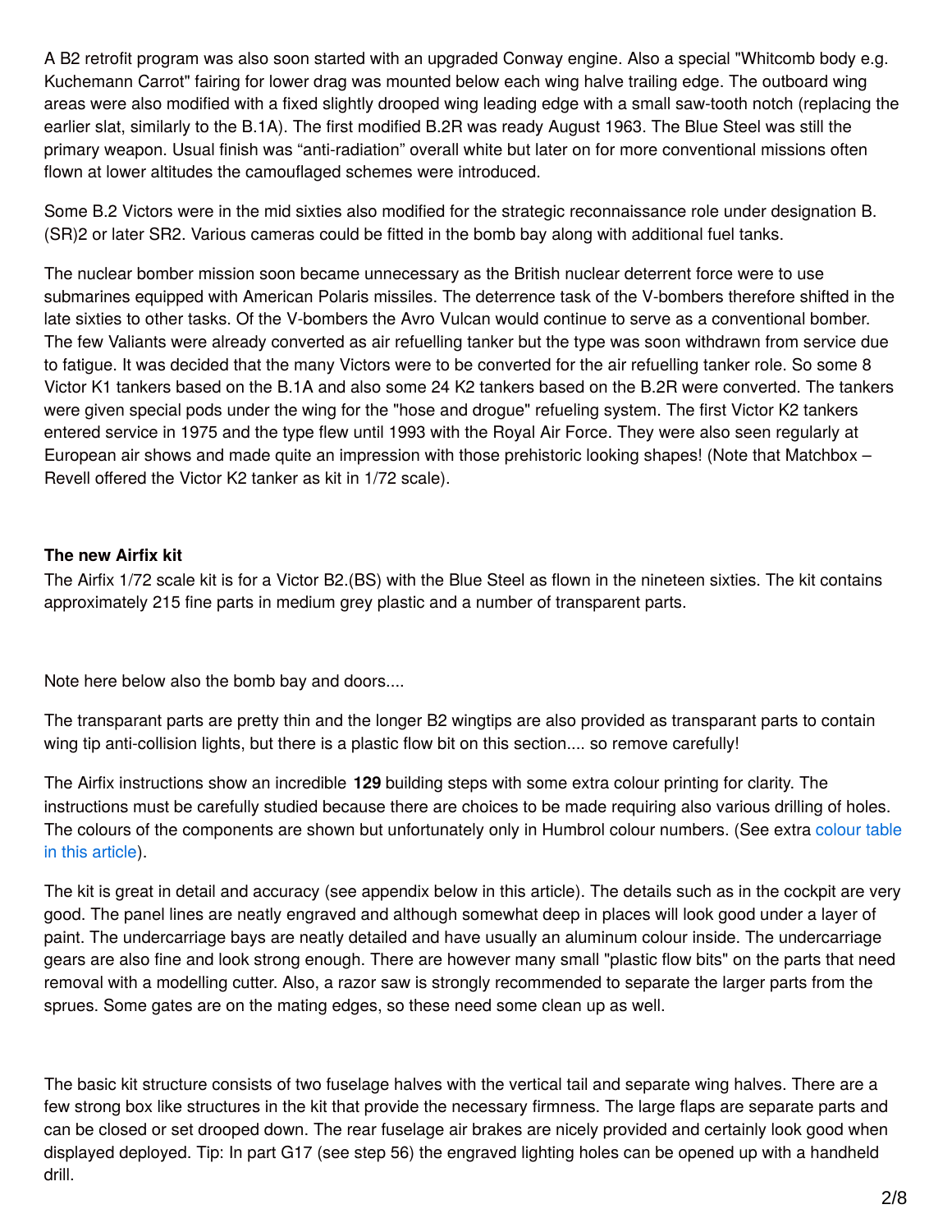A B2 retrofit program was also soon started with an upgraded Conway engine. Also a special "Whitcomb body e.g. Kuchemann Carrot" fairing for lower drag was mounted below each wing halve trailing edge. The outboard wing areas were also modified with a fixed slightly drooped wing leading edge with a small saw-tooth notch (replacing the earlier slat, similarly to the B.1A). The first modified B.2R was ready August 1963. The Blue Steel was still the primary weapon. Usual finish was "anti-radiation" overall white but later on for more conventional missions often flown at lower altitudes the camouflaged schemes were introduced.

Some B.2 Victors were in the mid sixties also modified for the strategic reconnaissance role under designation B.(SR)2 or later SR2. Various cameras could be fitted in the bomb bay along with additional fuel tanks.

The nuclear bomber mission soon became unnecessary as the British nuclear deterrent force were to use submarines equipped with American Polaris missiles. The deterrence task of the V-bombers therefore shifted in the late sixties to other tasks. Of the V-bombers the Avro Vulcan would continue to serve as a conventional bomber. The few Valiants were already converted as air refuelling tanker but the type was soon withdrawn from service due to fatigue. It was decided that the many Victors were to be converted for the air refuelling tanker role. So some 8 Victor K1 tankers based on the B.1A and also some 24 K2 tankers based on the B.2R were converted. The tankers were given special pods under the wing for the "hose and drogue" refueling system. The first Victor K2 tankers entered service in 1975 and the type flew until 1993 with the Royal Air Force. They were also seen regularly at European air shows and made quite an impression with those prehistoric looking shapes! (Note that Matchbox – Revell offered the Victor K2 tanker as kit in 1/72 scale).

**The new Airfix kit**

The Airfix 1/72 scale kit is for a Victor B2.(BS) with the Blue Steel as flown in the nineteen sixties. The kit contains approximately 215 fine parts in medium grey plastic and a number of transparent parts.

Note here below also the bomb bay and doors....

The transparant parts are pretty thin and the longer B2 wingtips are also provided as transparant parts to contain wing tip anti-collision lights, but there is a plastic flow bit on this section.... so remove carefully!

The Airfix instructions show an incredible **129** building steps with some extra colour printing for clarity. The instructions must be carefully studied because there are choices to be made requiring also various drilling of holes. The colours of the components are shown but unfortunately only in Humbrol colour numbers. (See extra colour table in this article).

The kit is great in detail and accuracy (see appendix below in this article). The details such as in the cockpit are very good. The panel lines are neatly engraved and although somewhat deep in places will look good under a layer of paint. The undercarriage bays are neatly detailed and have usually an aluminum colour inside. The undercarriage gears are also fine and look strong enough. There are however many small "plastic flow bits" on the parts that need removal with a modelling cutter. Also, a razor saw is strongly recommended to separate the larger parts from the sprues. Some gates are on the mating edges, so these need some clean up as well.

The basic kit structure consists of two fuselage halves with the vertical tail and separate wing halves. There are a few strong box like structures in the kit that provide the necessary firmness. The large flaps are separate parts and can be closed or set drooped down. The rear fuselage air brakes are nicely provided and certainly look good when displayed deployed. Tip: In part G17 (see step 56) the engraved lighting holes can be opened up with a handheld drill.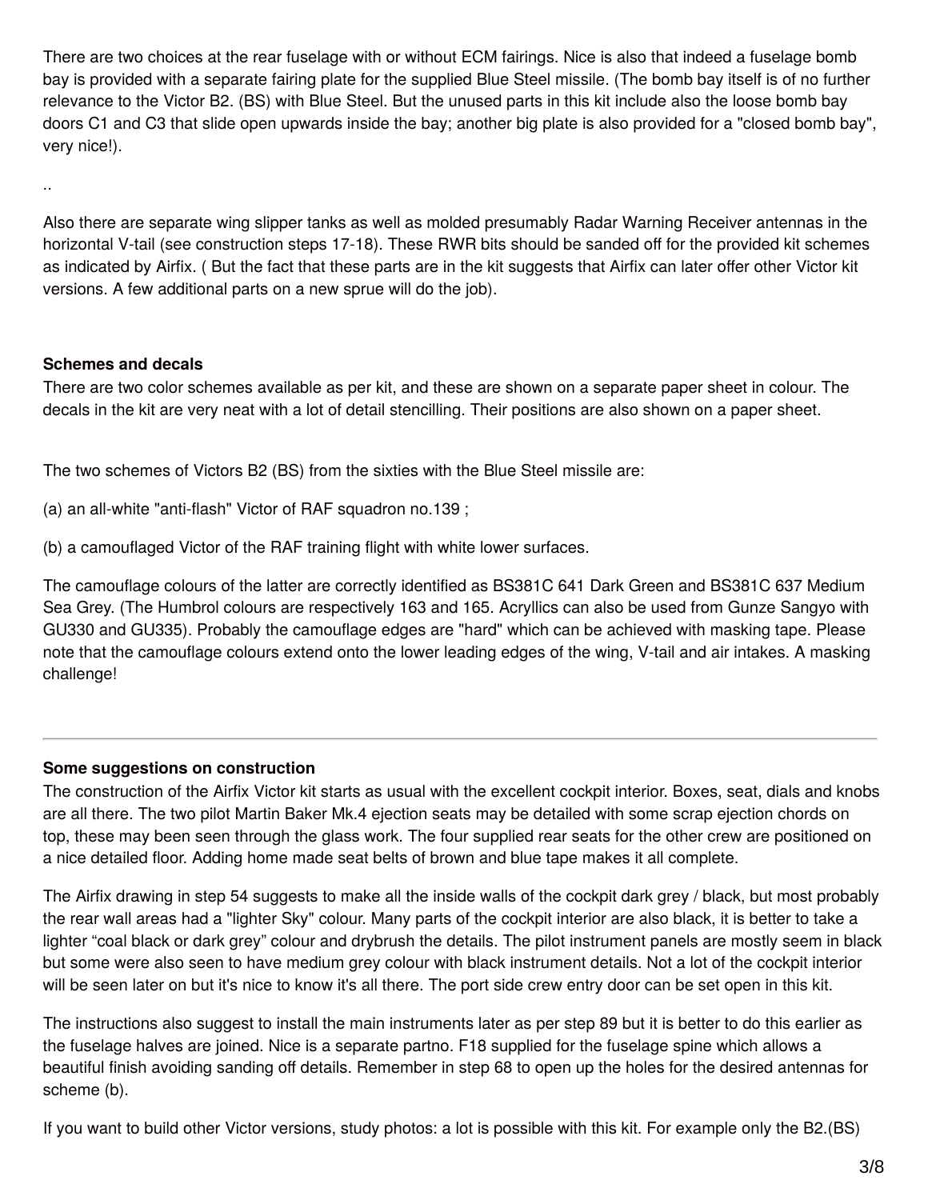There are two choices at the rear fuselage with or without ECM fairings. Nice is also that indeed a fuselage bomb bay is provided with a separate fairing plate for the supplied Blue Steel missile. (The bomb bay itself is of no further relevance to the Victor B2. (BS) with Blue Steel. But the unused parts in this kit include also the loose bomb bay doors C1 and C3 that slide open upwards inside the bay; another big plate is also provided for a "closed bomb bay", very nice!).

..

Also there are separate wing slipper tanks as well as molded presumably Radar Warning Receiver antennas in the horizontal V-tail (see construction steps 17-18). These RWR bits should be sanded off for the provided kit schemes as indicated by Airfix. ( But the fact that these parts are in the kit suggests that Airfix can later offer other Victor kit versions. A few additional parts on a new sprue will do the job).

**Schemes and decals**

There are two color schemes available as per kit, and these are shown on a separate paper sheet in colour. The decals in the kit are very neat with a lot of detail stencilling. Their positions are also shown on a paper sheet.

The two schemes of Victors B2 (BS) from the sixties with the Blue Steel missile are:

(a) an all-white "anti-flash" Victor of RAF squadron no.139 ;

(b) a camouflaged Victor of the RAF training flight with white lower surfaces.

The camouflage colours of the latter are correctly identified as BS381C 641 Dark Green and BS381C 637 Medium Sea Grey. (The Humbrol colours are respectively 163 and 165. Acryllics can also be used from Gunze Sangyo with GU330 and GU335). Probably the camouflage edges are "hard" which can be achieved with masking tape. Please note that the camouflage colours extend onto the lower leading edges of the wing, V-tail and air intakes. A masking challenge!

---

**Some suggestions on construction**

The construction of the Airfix Victor kit starts as usual with the excellent cockpit interior. Boxes, seat, dials and knobs are all there. The two pilot Martin Baker Mk.4 ejection seats may be detailed with some scrap ejection chords on top, these may been seen through the glass work. The four supplied rear seats for the other crew are positioned on a nice detailed floor. Adding home made seat belts of brown and blue tape makes it all complete.

The Airfix drawing in step 54 suggests to make all the inside walls of the cockpit dark grey / black, but most probably the rear wall areas had a "lighter Sky" colour. Many parts of the cockpit interior are also black, it is better to take a lighter “coal black or dark grey” colour and drybrush the details. The pilot instrument panels are mostly seem in black but some were also seen to have medium grey colour with black instrument details. Not a lot of the cockpit interior will be seen later on but it's nice to know it's all there. The port side crew entry door can be set open in this kit.

The instructions also suggest to install the main instruments later as per step 89 but it is better to do this earlier as the fuselage halves are joined. Nice is a separate partno. F18 supplied for the fuselage spine which allows a beautiful finish avoiding sanding off details. Remember in step 68 to open up the holes for the desired antennas for scheme (b).

If you want to build other Victor versions, study photos: a lot is possible with this kit. For example only the B2.(BS)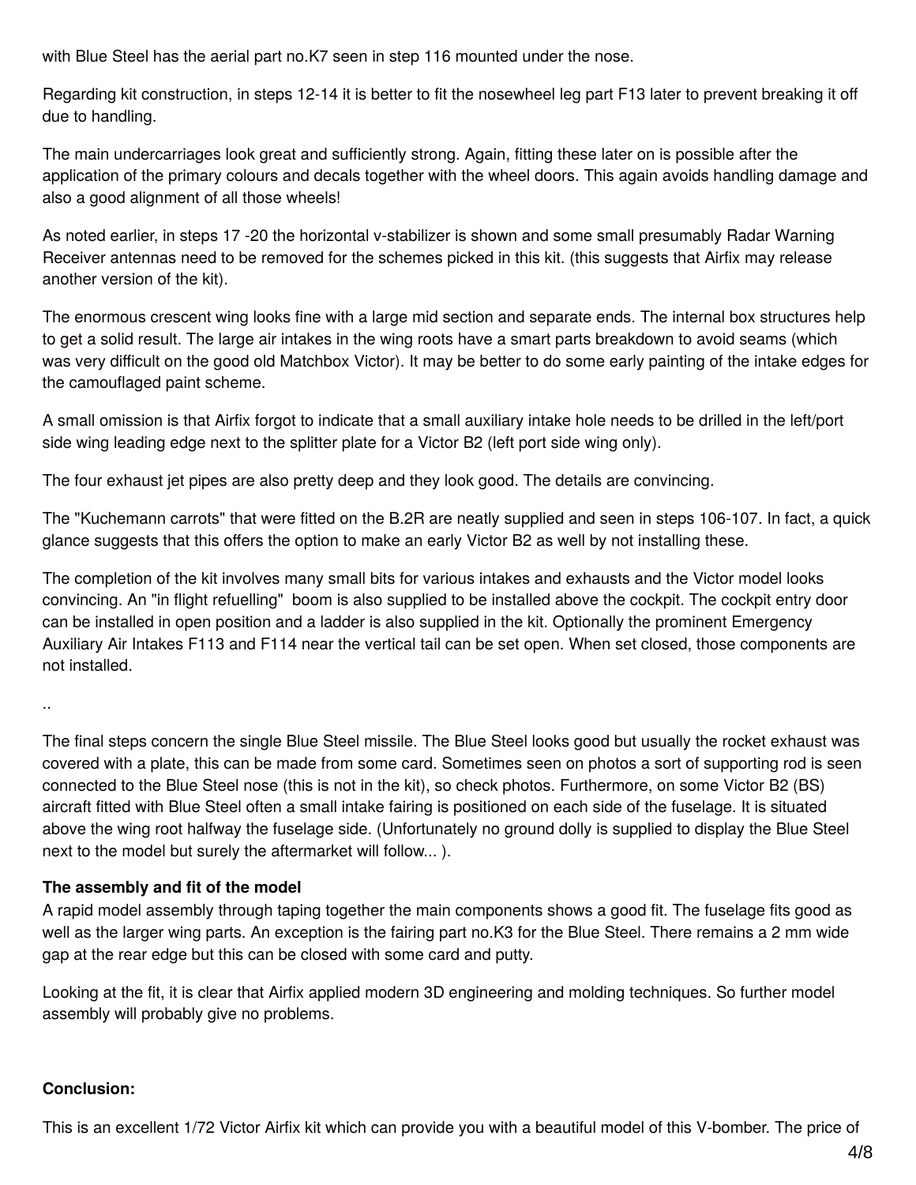with Blue Steel has the aerial part no.K7 seen in step 116 mounted under the nose.

Regarding kit construction, in steps 12-14 it is better to fit the nosewheel leg part F13 later to prevent breaking it off due to handling.

The main undercarriages look great and sufficiently strong. Again, fitting these later on is possible after the application of the primary colours and decals together with the wheel doors. This again avoids handling damage and also a good alignment of all those wheels!

As noted earlier, in steps 17 -20 the horizontal v-stabilizer is shown and some small presumably Radar Warning Receiver antennas need to be removed for the schemes picked in this kit. (this suggests that Airfix may release another version of the kit).

The enormous crescent wing looks fine with a large mid section and separate ends. The internal box structures help to get a solid result. The large air intakes in the wing roots have a smart parts breakdown to avoid seams (which was very difficult on the good old Matchbox Victor). It may be better to do some early painting of the intake edges for the camouflaged paint scheme.

A small omission is that Airfix forgot to indicate that a small auxiliary intake hole needs to be drilled in the left/port side wing leading edge next to the splitter plate for a Victor B2 (left port side wing only).

The four exhaust jet pipes are also pretty deep and they look good. The details are convincing.

The "Kuchemann carrots" that were fitted on the B.2R are neatly supplied and seen in steps 106-107. In fact, a quick glance suggests that this offers the option to make an early Victor B2 as well by not installing these.

The completion of the kit involves many small bits for various intakes and exhausts and the Victor model looks convincing. An "in flight refuelling" boom is also supplied to be installed above the cockpit. The cockpit entry door can be installed in open position and a ladder is also supplied in the kit. Optionally the prominent Emergency Auxiliary Air Intakes F113 and F114 near the vertical tail can be set open. When set closed, those components are not installed.

..

The final steps concern the single Blue Steel missile. The Blue Steel looks good but usually the rocket exhaust was covered with a plate, this can be made from some card. Sometimes seen on photos a sort of supporting rod is seen connected to the Blue Steel nose (this is not in the kit), so check photos. Furthermore, on some Victor B2 (BS) aircraft fitted with Blue Steel often a small intake fairing is positioned on each side of the fuselage. It is situated above the wing root halfway the fuselage side. (Unfortunately no ground dolly is supplied to display the Blue Steel next to the model but surely the aftermarket will follow... ).

**The assembly and fit of the model**
A rapid model assembly through taping together the main components shows a good fit. The fuselage fits good as well as the larger wing parts. An exception is the fairing part no.K3 for the Blue Steel. There remains a 2 mm wide gap at the rear edge but this can be closed with some card and putty.

Looking at the fit, it is clear that Airfix applied modern 3D engineering and molding techniques. So further model assembly will probably give no problems.

**Conclusion:**

This is an excellent 1/72 Victor Airfix kit which can provide you with a beautiful model of this V-bomber. The price of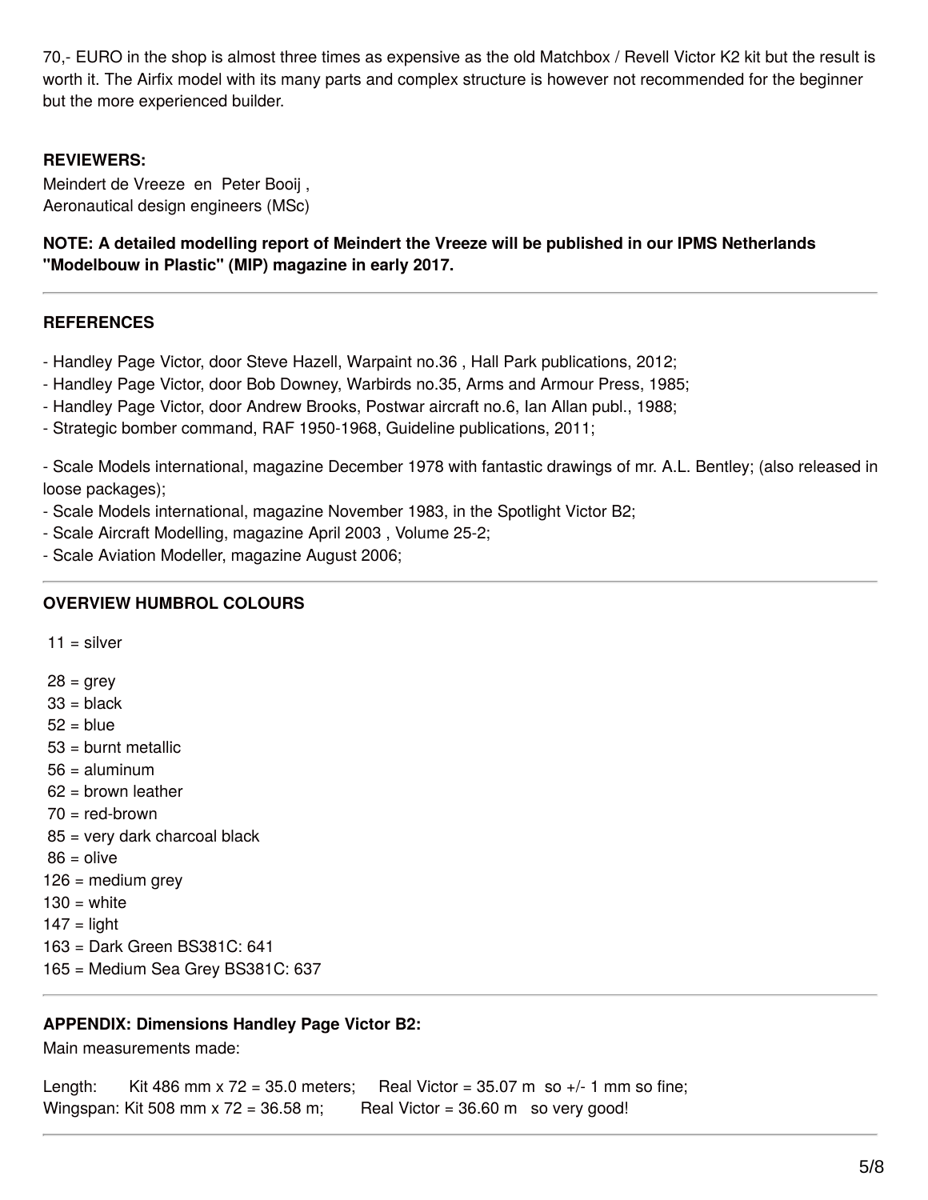70,- EURO in the shop is almost three times as expensive as the old Matchbox / Revell Victor K2 kit but the result is worth it. The Airfix model with its many parts and complex structure is however not recommended for the beginner but the more experienced builder.

**REVIEWERS:**
Meindert de Vreeze en Peter Booij ,
Aeronautical design engineers (MSc)

**NOTE: A detailed modelling report of Meindert the Vreeze will be published in our IPMS Netherlands "Modelbouw in Plastic" (MIP) magazine in early 2017.**

---

**REFERENCES**

- Handley Page Victor, door Steve Hazell, Warpaint no.36 , Hall Park publications, 2012;
- Handley Page Victor, door Bob Downey, Warbirds no.35, Arms and Armour Press, 1985;
- Handley Page Victor, door Andrew Brooks, Postwar aircraft no.6, Ian Allan publ., 1988;
- Strategic bomber command, RAF 1950-1968, Guideline publications, 2011;

- Scale Models international, magazine December 1978 with fantastic drawings of mr. A.L. Bentley; (also released in loose packages);
- Scale Models international, magazine November 1983, in the Spotlight Victor B2;
- Scale Aircraft Modelling, magazine April 2003 , Volume 25-2;
- Scale Aviation Modeller, magazine August 2006;

---

**OVERVIEW HUMBROL COLOURS**

11 = silver

28 = grey
33 = black
52 = blue
53 = burnt metallic
56 = aluminum
62 = brown leather
70 = red-brown
85 = very dark charcoal black
86 = olive
126 = medium grey
130 = white
147 = light
163 = Dark Green BS381C: 641
165 = Medium Sea Grey BS381C: 637

---

**APPENDIX: Dimensions Handley Page Victor B2:**
Main measurements made:

Length: Kit 486 mm x 72 = 35.0 meters; Real Victor = 35.07 m so +/- 1 mm so fine;
Wingspan: Kit 508 mm x 72 = 36.58 m; Real Victor = 36.60 m so very good!

---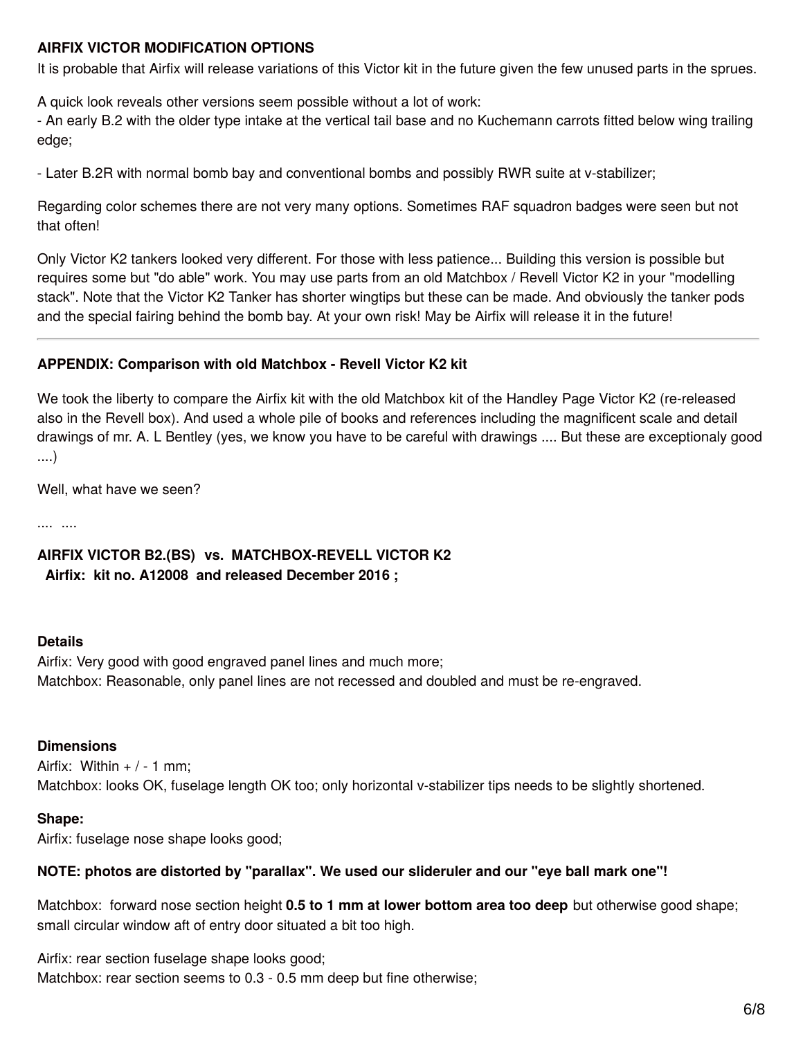**AIRFIX VICTOR MODIFICATION OPTIONS**

It is probable that Airfix will release variations of this Victor kit in the future given the few unused parts in the sprues.

A quick look reveals other versions seem possible without a lot of work:
- An early B.2 with the older type intake at the vertical tail base and no Kuchemann carrots fitted below wing trailing edge;

- Later B.2R with normal bomb bay and conventional bombs and possibly RWR suite at v-stabilizer;

Regarding color schemes there are not very many options. Sometimes RAF squadron badges were seen but not that often!

Only Victor K2 tankers looked very different. For those with less patience... Building this version is possible but requires some but "do able" work. You may use parts from an old Matchbox / Revell Victor K2 in your "modelling stack". Note that the Victor K2 Tanker has shorter wingtips but these can be made. And obviously the tanker pods and the special fairing behind the bomb bay. At your own risk! May be Airfix will release it in the future!

---

**APPENDIX: Comparison with old Matchbox - Revell Victor K2 kit**

We took the liberty to compare the Airfix kit with the old Matchbox kit of the Handley Page Victor K2 (re-released also in the Revell box). And used a whole pile of books and references including the magnificent scale and detail drawings of mr. A. L Bentley (yes, we know you have to be careful with drawings .... But these are exceptionaly good ....)

Well, what have we seen?

.... ....

**AIRFIX VICTOR B2.(BS) vs. MATCHBOX-REVELL VICTOR K2**
**Airfix: kit no. A12008 and released December 2016 ;**

**Details**
Airfix: Very good with good engraved panel lines and much more;
Matchbox: Reasonable, only panel lines are not recessed and doubled and must be re-engraved.

**Dimensions**
Airfix: Within + / - 1 mm;
Matchbox: looks OK, fuselage length OK too; only horizontal v-stabilizer tips needs to be slightly shortened.

**Shape:**
Airfix: fuselage nose shape looks good;

**NOTE: photos are distorted by "parallax". We used our slideruler and our "eye ball mark one"!**

Matchbox: forward nose section height **0.5 to 1 mm at lower bottom area too deep** but otherwise good shape; small circular window aft of entry door situated a bit too high.

Airfix: rear section fuselage shape looks good;
Matchbox: rear section seems to 0.3 - 0.5 mm deep but fine otherwise;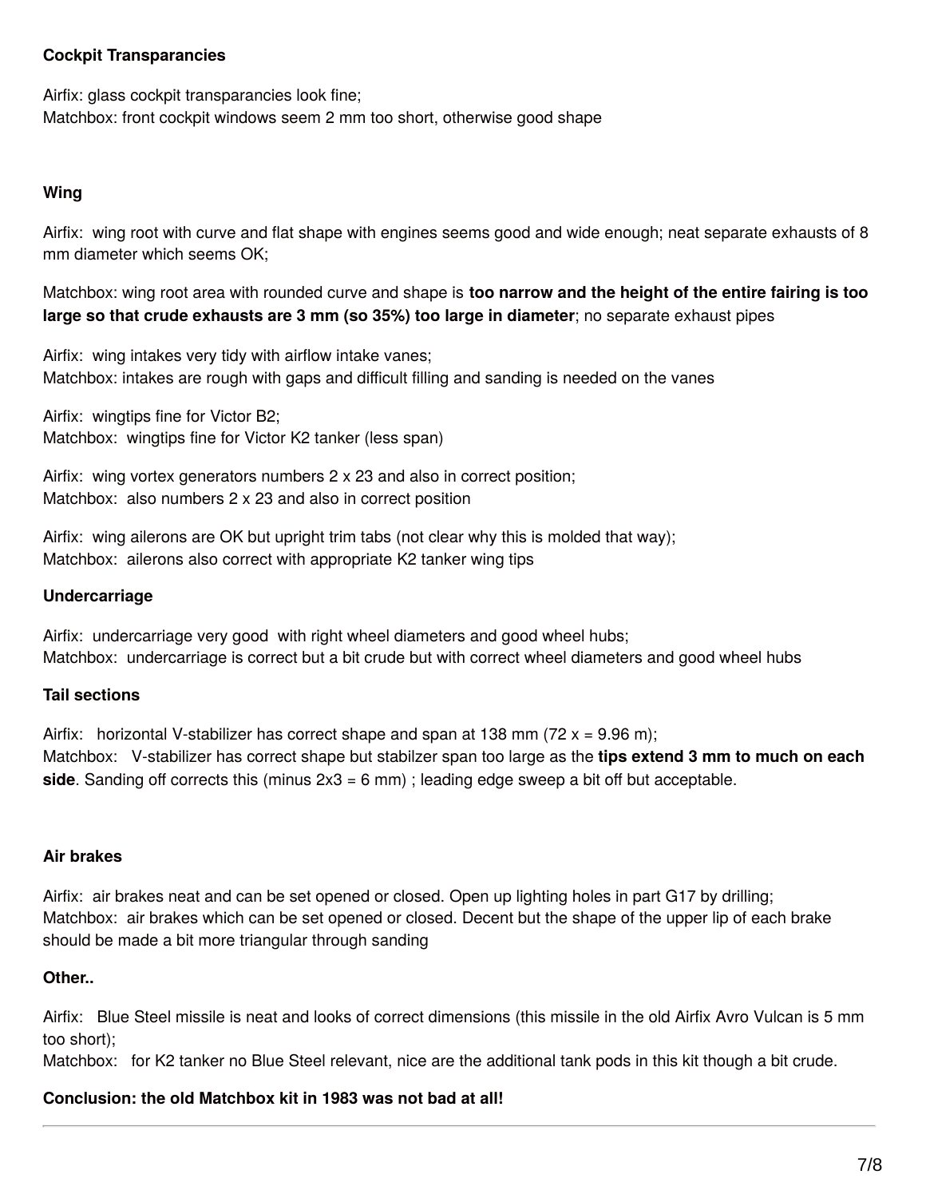**Cockpit Transparancies**

Airfix: glass cockpit transparancies look fine;
Matchbox: front cockpit windows seem 2 mm too short, otherwise good shape

**Wing**

Airfix: wing root with curve and flat shape with engines seems good and wide enough; neat separate exhausts of 8 mm diameter which seems OK;

Matchbox: wing root area with rounded curve and shape is **too narrow and the height of the entire fairing is too large so that crude exhausts are 3 mm (so 35%) too large in diameter**; no separate exhaust pipes

Airfix: wing intakes very tidy with airflow intake vanes;
Matchbox: intakes are rough with gaps and difficult filling and sanding is needed on the vanes

Airfix: wingtips fine for Victor B2;
Matchbox: wingtips fine for Victor K2 tanker (less span)

Airfix: wing vortex generators numbers 2 x 23 and also in correct position;
Matchbox: also numbers 2 x 23 and also in correct position

Airfix: wing ailerons are OK but upright trim tabs (not clear why this is molded that way);
Matchbox: ailerons also correct with appropriate K2 tanker wing tips

**Undercarriage**

Airfix: undercarriage very good with right wheel diameters and good wheel hubs;
Matchbox: undercarriage is correct but a bit crude but with correct wheel diameters and good wheel hubs

**Tail sections**

Airfix: horizontal V-stabilizer has correct shape and span at 138 mm (72 x = 9.96 m);
Matchbox: V-stabilizer has correct shape but stabilzer span too large as the **tips extend 3 mm to much on each side**. Sanding off corrects this (minus 2x3 = 6 mm) ; leading edge sweep a bit off but acceptable.

**Air brakes**

Airfix: air brakes neat and can be set opened or closed. Open up lighting holes in part G17 by drilling;
Matchbox: air brakes which can be set opened or closed. Decent but the shape of the upper lip of each brake should be made a bit more triangular through sanding

**Other..**

Airfix: Blue Steel missile is neat and looks of correct dimensions (this missile in the old Airfix Avro Vulcan is 5 mm too short);
Matchbox: for K2 tanker no Blue Steel relevant, nice are the additional tank pods in this kit though a bit crude.

**Conclusion: the old Matchbox kit in 1983 was not bad at all!**

---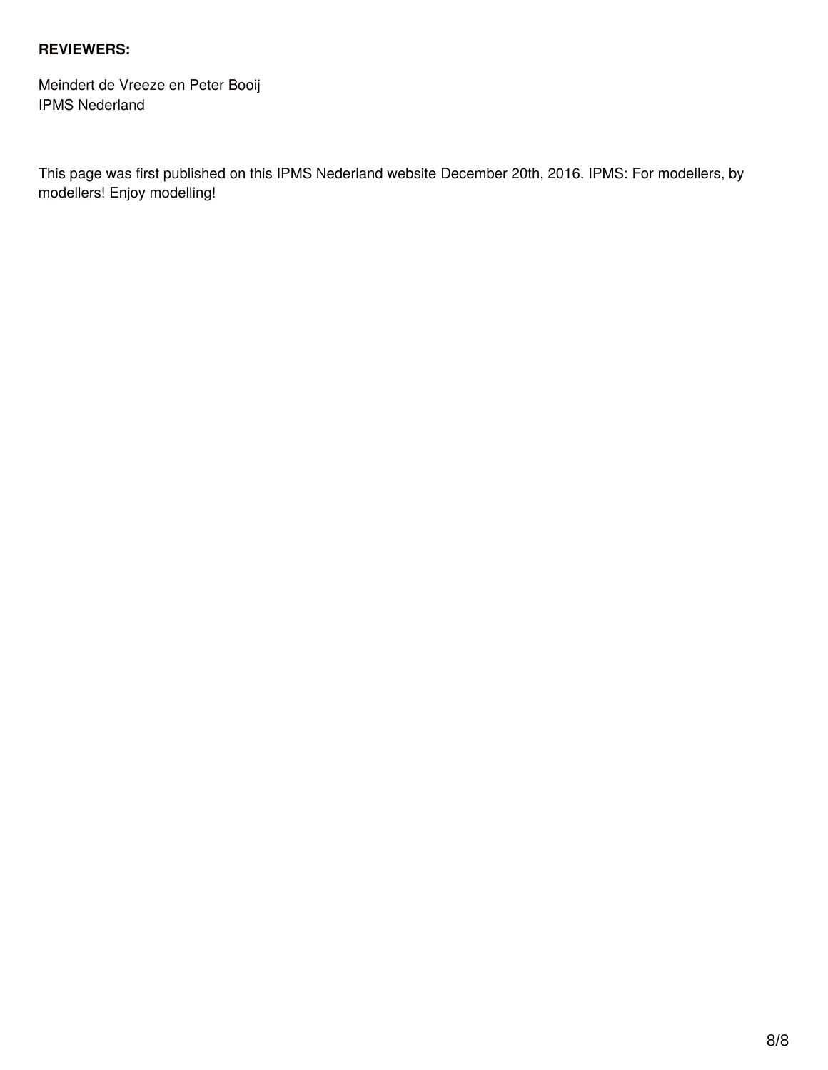**REVIEWERS:**

Meindert de Vreeze en Peter Booij
IPMS Nederland

This page was first published on this IPMS Nederland website December 20th, 2016. IPMS: For modellers, by modellers! Enjoy modelling!